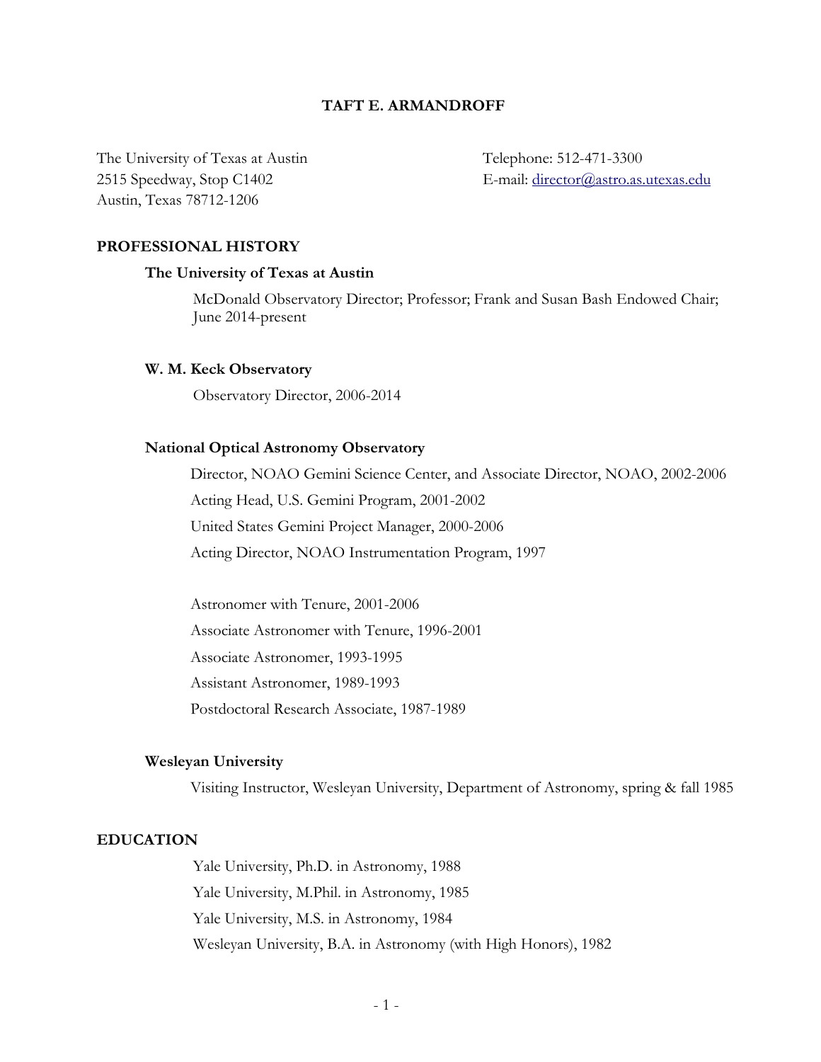# TAFT E. ARMANDROFF

The University of Texas at Austin
2515 Speedway, Stop C1402
Austin, Texas 78712-1206

Telephone: 512-471-3300
E-mail: director@astro.as.utexas.edu

## PROFESSIONAL HISTORY

### The University of Texas at Austin

McDonald Observatory Director; Professor; Frank and Susan Bash Endowed Chair; June 2014-present

### W. M. Keck Observatory

Observatory Director, 2006-2014

### National Optical Astronomy Observatory

Director, NOAO Gemini Science Center, and Associate Director, NOAO, 2002-2006

Acting Head, U.S. Gemini Program, 2001-2002

United States Gemini Project Manager, 2000-2006

Acting Director, NOAO Instrumentation Program, 1997

Astronomer with Tenure, 2001-2006

Associate Astronomer with Tenure, 1996-2001

Associate Astronomer, 1993-1995

Assistant Astronomer, 1989-1993

Postdoctoral Research Associate, 1987-1989

### Wesleyan University

Visiting Instructor, Wesleyan University, Department of Astronomy, spring & fall 1985

## EDUCATION

Yale University, Ph.D. in Astronomy, 1988

Yale University, M.Phil. in Astronomy, 1985

Yale University, M.S. in Astronomy, 1984

Wesleyan University, B.A. in Astronomy (with High Honors), 1982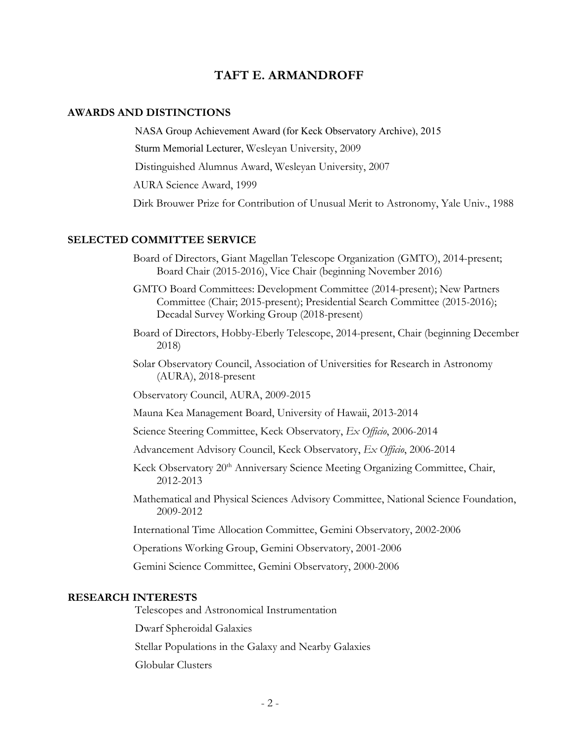# TAFT E. ARMANDROFF

## AWARDS AND DISTINCTIONS

NASA Group Achievement Award (for Keck Observatory Archive), 2015

Sturm Memorial Lecturer, Wesleyan University, 2009

Distinguished Alumnus Award, Wesleyan University, 2007

AURA Science Award, 1999

Dirk Brouwer Prize for Contribution of Unusual Merit to Astronomy, Yale Univ., 1988

## SELECTED COMMITTEE SERVICE

Board of Directors, Giant Magellan Telescope Organization (GMTO), 2014-present; Board Chair (2015-2016), Vice Chair (beginning November 2016)

GMTO Board Committees: Development Committee (2014-present); New Partners Committee (Chair; 2015-present); Presidential Search Committee (2015-2016); Decadal Survey Working Group (2018-present)

Board of Directors, Hobby-Eberly Telescope, 2014-present, Chair (beginning December 2018)

Solar Observatory Council, Association of Universities for Research in Astronomy (AURA), 2018-present

Observatory Council, AURA, 2009-2015

Mauna Kea Management Board, University of Hawaii, 2013-2014

Science Steering Committee, Keck Observatory, *Ex Officio*, 2006-2014

Advancement Advisory Council, Keck Observatory, *Ex Officio*, 2006-2014

Keck Observatory 20th Anniversary Science Meeting Organizing Committee, Chair, 2012-2013

Mathematical and Physical Sciences Advisory Committee, National Science Foundation, 2009-2012

International Time Allocation Committee, Gemini Observatory, 2002-2006

Operations Working Group, Gemini Observatory, 2001-2006

Gemini Science Committee, Gemini Observatory, 2000-2006

## RESEARCH INTERESTS

Telescopes and Astronomical Instrumentation

Dwarf Spheroidal Galaxies

Stellar Populations in the Galaxy and Nearby Galaxies

Globular Clusters